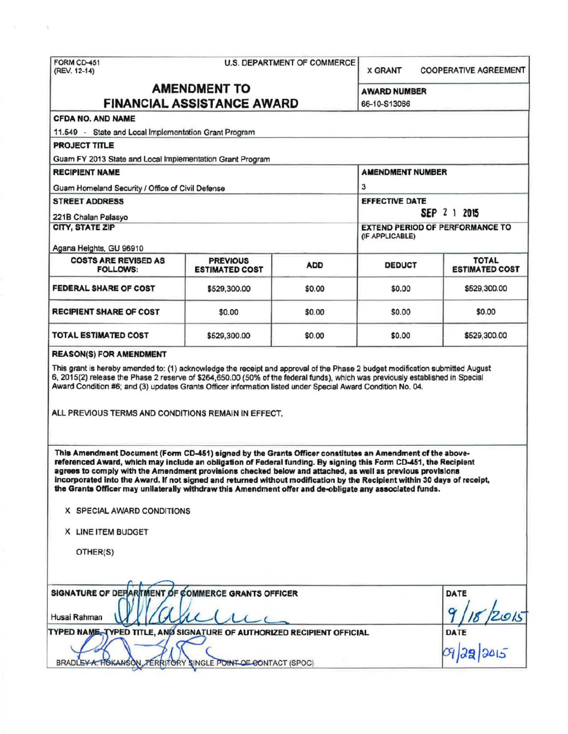FORM CD-451
(REV. 12-14)

U.S. DEPARTMENT OF COMMERCE

X GRANT    COOPERATIVE AGREEMENT

# AMENDMENT TO FINANCIAL ASSISTANCE AWARD

**AWARD NUMBER**
66-10-S13066

**CFDA NO. AND NAME**
11.549 - State and Local Implementation Grant Program

**PROJECT TITLE**
Guam FY 2013 State and Local Implementation Grant Program

**RECIPIENT NAME**
Guam Homeland Security / Office of Civil Defense

**AMENDMENT NUMBER**
3

**STREET ADDRESS**
221B Chalan Palasyo

**EFFECTIVE DATE**
SEP 21 2015

**CITY, STATE ZIP**
Agana Heights, GU 96910

**EXTEND PERIOD OF PERFORMANCE TO (IF APPLICABLE)**

| COSTS ARE REVISED AS FOLLOWS: | PREVIOUS ESTIMATED COST | ADD | DEDUCT | TOTAL ESTIMATED COST |
|---|---|---|---|---|
| FEDERAL SHARE OF COST | $529,300.00 | $0.00 | $0.00 | $529,300.00 |
| RECIPIENT SHARE OF COST | $0.00 | $0.00 | $0.00 | $0.00 |
| TOTAL ESTIMATED COST | $529,300.00 | $0.00 | $0.00 | $529,300.00 |

**REASON(S) FOR AMENDMENT**

This grant is hereby amended to: (1) acknowledge the receipt and approval of the Phase 2 budget modification submitted August 6, 2015(2) release the Phase 2 reserve of $264,650.00 (50% of the federal funds), which was previously established in Special Award Condition #6; and (3) updates Grants Officer information listed under Special Award Condition No. 04.

ALL PREVIOUS TERMS AND CONDITIONS REMAIN IN EFFECT.

**This Amendment Document (Form CD-451) signed by the Grants Officer constitutes an Amendment of the above-referenced Award, which may include an obligation of Federal funding. By signing this Form CD-451, the Recipient agrees to comply with the Amendment provisions checked below and attached, as well as previous provisions incorporated into the Award. If not signed and returned without modification by the Recipient within 30 days of receipt, the Grants Officer may unilaterally withdraw this Amendment offer and de-obligate any associated funds.**

X SPECIAL AWARD CONDITIONS

X LINE ITEM BUDGET

OTHER(S)

**SIGNATURE OF DEPARTMENT OF COMMERCE GRANTS OFFICER**
Husai Rahman

**DATE**
9/18/2015

**TYPED NAME, TYPED TITLE, AND SIGNATURE OF AUTHORIZED RECIPIENT OFFICIAL**
BRADLEY A. HOKANSON, TERRITORY SINGLE POINT OF CONTACT (SPOC)

**DATE**
09/28/2015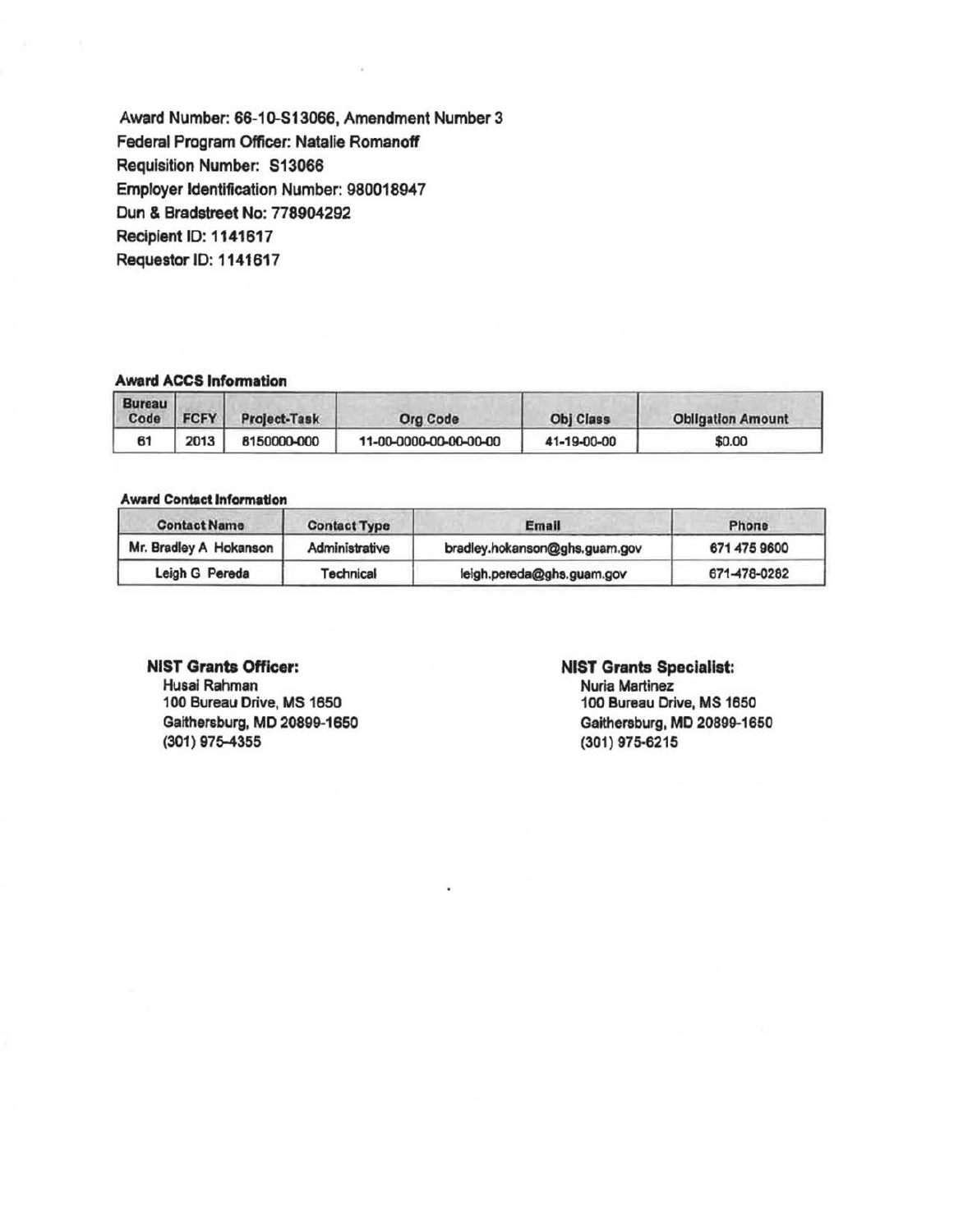**Award Number: 66-10-S13066, Amendment Number 3**
**Federal Program Officer: Natalie Romanoff**
**Requisition Number: S13066**
**Employer Identification Number: 980018947**
**Dun & Bradstreet No: 778904292**
**Recipient ID: 1141617**
**Requestor ID: 1141617**

**Award ACCS Information**

| Bureau Code | FCFY | Project-Task | Org Code | Obj Class | Obligation Amount |
|---|---|---|---|---|---|
| 61 | 2013 | 8150000-000 | 11-00-0000-00-00-00-00 | 41-19-00-00 | $0.00 |

**Award Contact Information**

| Contact Name | Contact Type | Email | Phone |
|---|---|---|---|
| Mr. Bradley A Hokanson | Administrative | bradley.hokanson@ghs.guam.gov | 671 475 9600 |
| Leigh G Pereda | Technical | leigh.pereda@ghs.guam.gov | 671-478-0282 |

**NIST Grants Officer:**
Husai Rahman
100 Bureau Drive, MS 1650
Gaithersburg, MD 20899-1650
(301) 975-4355

**NIST Grants Specialist:**
Nuria Martinez
100 Bureau Drive, MS 1650
Gaithersburg, MD 20899-1650
(301) 975-6215